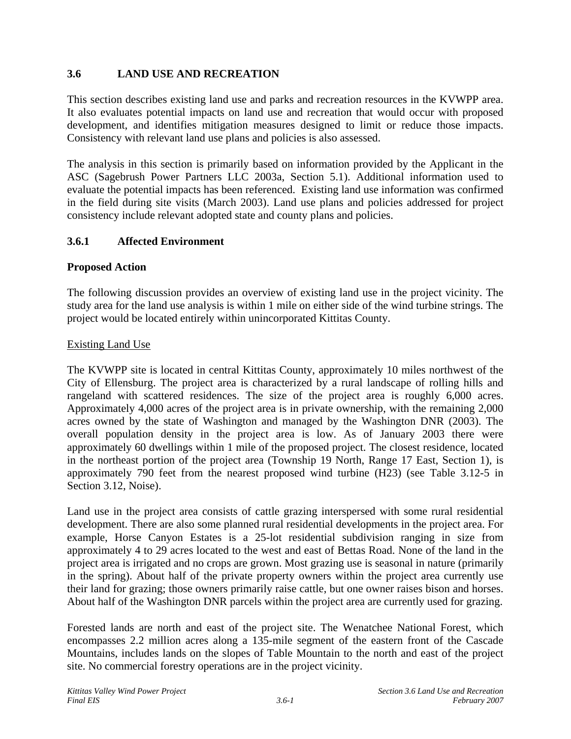## 3.6 LAND USE AND RECREATION

This section describes existing land use and parks and recreation resources in the KVWPP area. It also evaluates potential impacts on land use and recreation that would occur with proposed development, and identifies mitigation measures designed to limit or reduce those impacts. Consistency with relevant land use plans and policies is also assessed.

The analysis in this section is primarily based on information provided by the Applicant in the ASC (Sagebrush Power Partners LLC 2003a, Section 5.1). Additional information used to evaluate the potential impacts has been referenced. Existing land use information was confirmed in the field during site visits (March 2003). Land use plans and policies addressed for project consistency include relevant adopted state and county plans and policies.

### 3.6.1 Affected Environment

**Proposed Action**

The following discussion provides an overview of existing land use in the project vicinity. The study area for the land use analysis is within 1 mile on either side of the wind turbine strings. The project would be located entirely within unincorporated Kittitas County.

Existing Land Use

The KVWPP site is located in central Kittitas County, approximately 10 miles northwest of the City of Ellensburg. The project area is characterized by a rural landscape of rolling hills and rangeland with scattered residences. The size of the project area is roughly 6,000 acres. Approximately 4,000 acres of the project area is in private ownership, with the remaining 2,000 acres owned by the state of Washington and managed by the Washington DNR (2003). The overall population density in the project area is low. As of January 2003 there were approximately 60 dwellings within 1 mile of the proposed project. The closest residence, located in the northeast portion of the project area (Township 19 North, Range 17 East, Section 1), is approximately 790 feet from the nearest proposed wind turbine (H23) (see Table 3.12-5 in Section 3.12, Noise).

Land use in the project area consists of cattle grazing interspersed with some rural residential development. There are also some planned rural residential developments in the project area. For example, Horse Canyon Estates is a 25-lot residential subdivision ranging in size from approximately 4 to 29 acres located to the west and east of Bettas Road. None of the land in the project area is irrigated and no crops are grown. Most grazing use is seasonal in nature (primarily in the spring). About half of the private property owners within the project area currently use their land for grazing; those owners primarily raise cattle, but one owner raises bison and horses. About half of the Washington DNR parcels within the project area are currently used for grazing.

Forested lands are north and east of the project site. The Wenatchee National Forest, which encompasses 2.2 million acres along a 135-mile segment of the eastern front of the Cascade Mountains, includes lands on the slopes of Table Mountain to the north and east of the project site. No commercial forestry operations are in the project vicinity.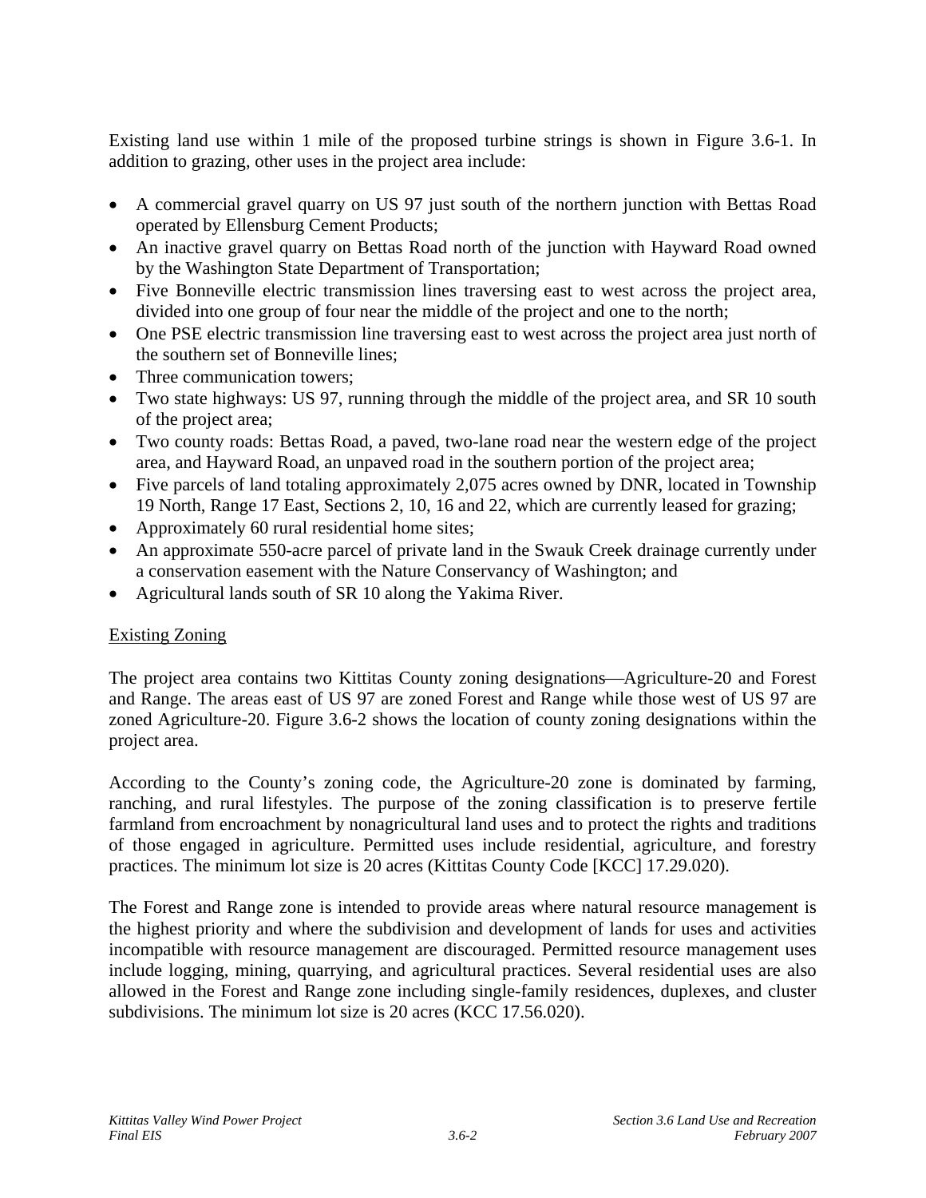Existing land use within 1 mile of the proposed turbine strings is shown in Figure 3.6-1. In addition to grazing, other uses in the project area include:

- A commercial gravel quarry on US 97 just south of the northern junction with Bettas Road operated by Ellensburg Cement Products;
- An inactive gravel quarry on Bettas Road north of the junction with Hayward Road owned by the Washington State Department of Transportation;
- Five Bonneville electric transmission lines traversing east to west across the project area, divided into one group of four near the middle of the project and one to the north;
- One PSE electric transmission line traversing east to west across the project area just north of the southern set of Bonneville lines;
- Three communication towers;
- Two state highways: US 97, running through the middle of the project area, and SR 10 south of the project area;
- Two county roads: Bettas Road, a paved, two-lane road near the western edge of the project area, and Hayward Road, an unpaved road in the southern portion of the project area;
- Five parcels of land totaling approximately 2,075 acres owned by DNR, located in Township 19 North, Range 17 East, Sections 2, 10, 16 and 22, which are currently leased for grazing;
- Approximately 60 rural residential home sites;
- An approximate 550-acre parcel of private land in the Swauk Creek drainage currently under a conservation easement with the Nature Conservancy of Washington; and
- Agricultural lands south of SR 10 along the Yakima River.

<u>Existing Zoning</u>

The project area contains two Kittitas County zoning designations—Agriculture-20 and Forest and Range. The areas east of US 97 are zoned Forest and Range while those west of US 97 are zoned Agriculture-20. Figure 3.6-2 shows the location of county zoning designations within the project area.

According to the County's zoning code, the Agriculture-20 zone is dominated by farming, ranching, and rural lifestyles. The purpose of the zoning classification is to preserve fertile farmland from encroachment by nonagricultural land uses and to protect the rights and traditions of those engaged in agriculture. Permitted uses include residential, agriculture, and forestry practices. The minimum lot size is 20 acres (Kittitas County Code [KCC] 17.29.020).

The Forest and Range zone is intended to provide areas where natural resource management is the highest priority and where the subdivision and development of lands for uses and activities incompatible with resource management are discouraged. Permitted resource management uses include logging, mining, quarrying, and agricultural practices. Several residential uses are also allowed in the Forest and Range zone including single-family residences, duplexes, and cluster subdivisions. The minimum lot size is 20 acres (KCC 17.56.020).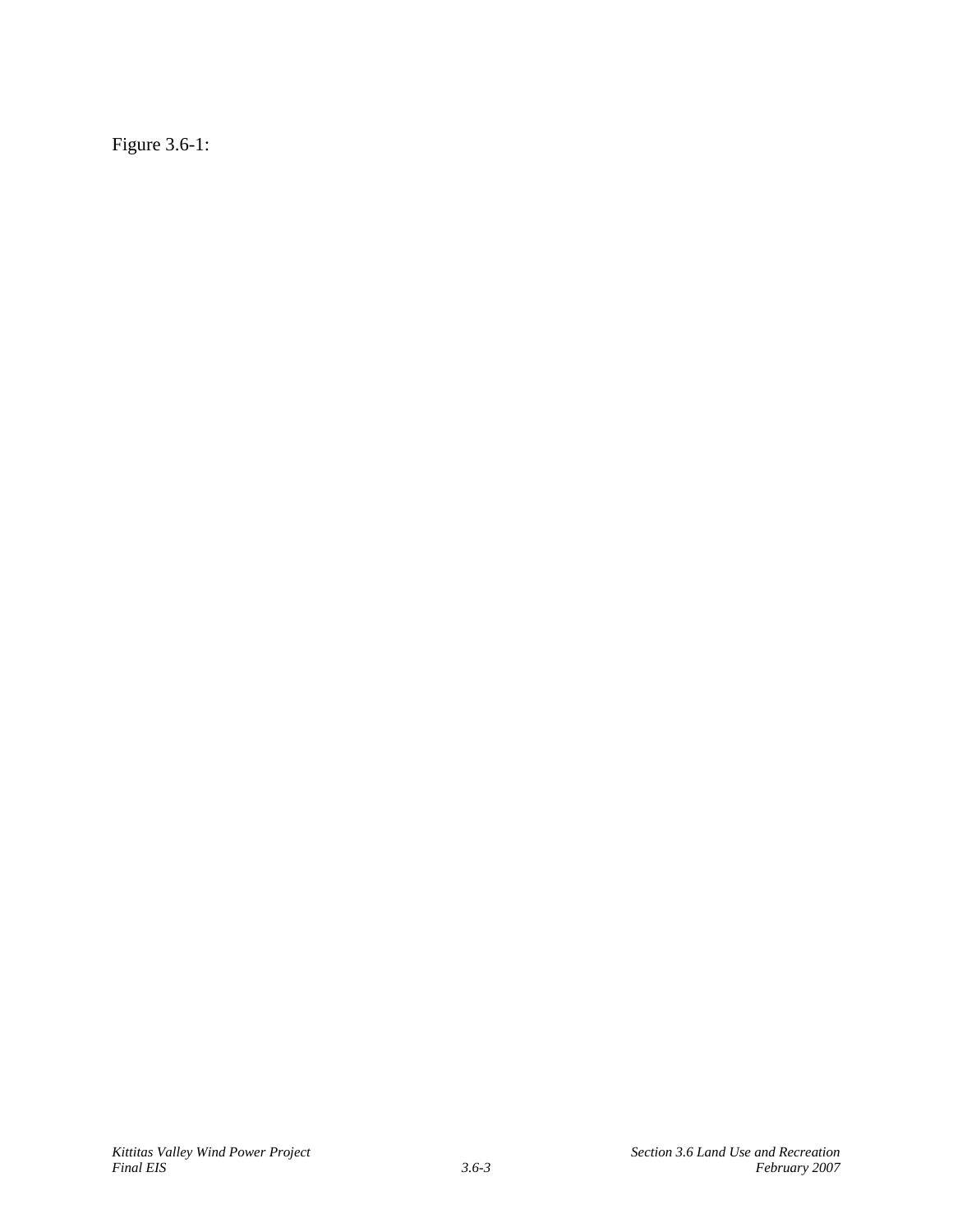Figure 3.6-1: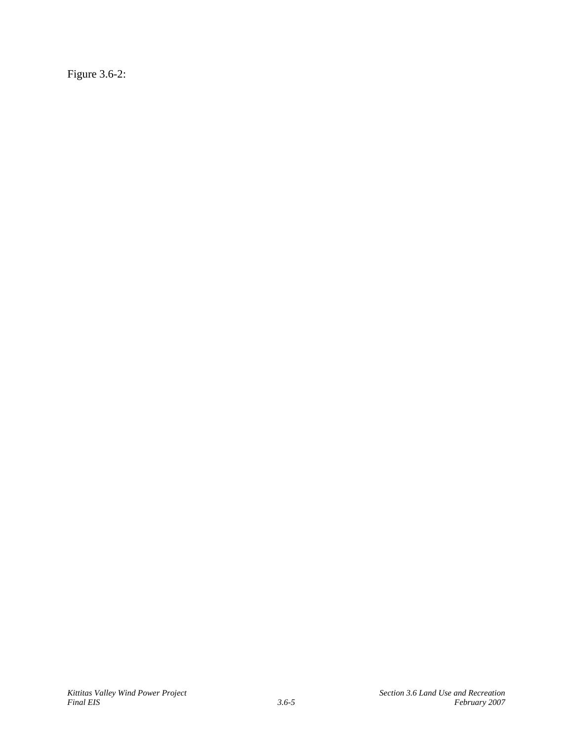Figure 3.6-2: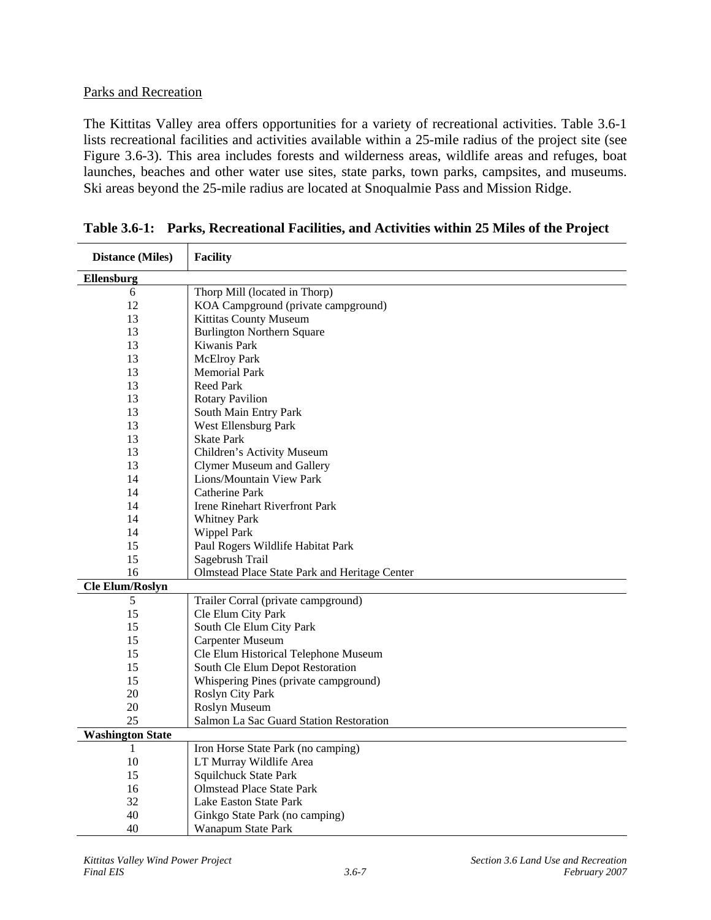Parks and Recreation

The Kittitas Valley area offers opportunities for a variety of recreational activities. Table 3.6-1 lists recreational facilities and activities available within a 25-mile radius of the project site (see Figure 3.6-3). This area includes forests and wilderness areas, wildlife areas and refuges, boat launches, beaches and other water use sites, state parks, town parks, campsites, and museums. Ski areas beyond the 25-mile radius are located at Snoqualmie Pass and Mission Ridge.

**Table 3.6-1: Parks, Recreational Facilities, and Activities within 25 Miles of the Project**

| Distance (Miles) | Facility |
|---|---|
| **Ellensburg** | |
| 6 | Thorp Mill (located in Thorp) |
| 12 | KOA Campground (private campground) |
| 13 | Kittitas County Museum |
| 13 | Burlington Northern Square |
| 13 | Kiwanis Park |
| 13 | McElroy Park |
| 13 | Memorial Park |
| 13 | Reed Park |
| 13 | Rotary Pavilion |
| 13 | South Main Entry Park |
| 13 | West Ellensburg Park |
| 13 | Skate Park |
| 13 | Children's Activity Museum |
| 13 | Clymer Museum and Gallery |
| 14 | Lions/Mountain View Park |
| 14 | Catherine Park |
| 14 | Irene Rinehart Riverfront Park |
| 14 | Whitney Park |
| 14 | Wippel Park |
| 15 | Paul Rogers Wildlife Habitat Park |
| 15 | Sagebrush Trail |
| 16 | Olmstead Place State Park and Heritage Center |
| **Cle Elum/Roslyn** | |
| 5 | Trailer Corral (private campground) |
| 15 | Cle Elum City Park |
| 15 | South Cle Elum City Park |
| 15 | Carpenter Museum |
| 15 | Cle Elum Historical Telephone Museum |
| 15 | South Cle Elum Depot Restoration |
| 15 | Whispering Pines (private campground) |
| 20 | Roslyn City Park |
| 20 | Roslyn Museum |
| 25 | Salmon La Sac Guard Station Restoration |
| **Washington State** | |
| 1 | Iron Horse State Park (no camping) |
| 10 | LT Murray Wildlife Area |
| 15 | Squilchuck State Park |
| 16 | Olmstead Place State Park |
| 32 | Lake Easton State Park |
| 40 | Ginkgo State Park (no camping) |
| 40 | Wanapum State Park |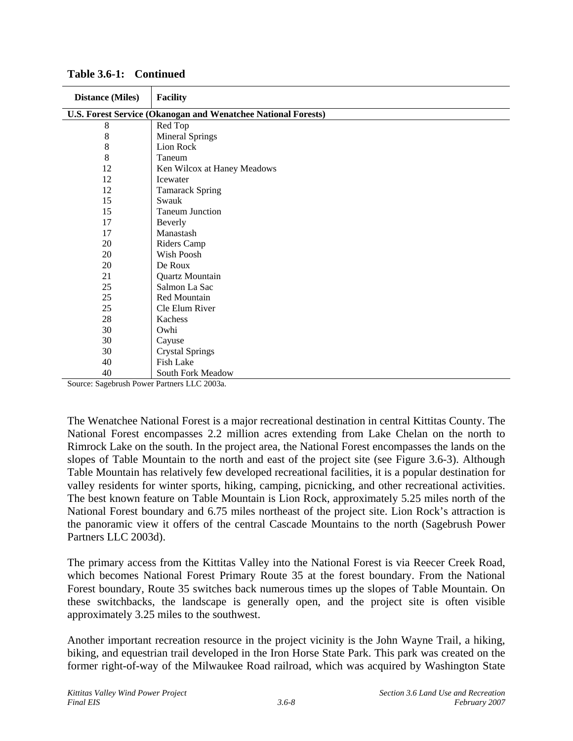**Table 3.6-1: Continued**

| Distance (Miles) | Facility |
|---|---|
| **U.S. Forest Service (Okanogan and Wenatchee National Forests)** | |
| 8 | Red Top |
| 8 | Mineral Springs |
| 8 | Lion Rock |
| 8 | Taneum |
| 12 | Ken Wilcox at Haney Meadows |
| 12 | Icewater |
| 12 | Tamarack Spring |
| 15 | Swauk |
| 15 | Taneum Junction |
| 17 | Beverly |
| 17 | Manastash |
| 20 | Riders Camp |
| 20 | Wish Poosh |
| 20 | De Roux |
| 21 | Quartz Mountain |
| 25 | Salmon La Sac |
| 25 | Red Mountain |
| 25 | Cle Elum River |
| 28 | Kachess |
| 30 | Owhi |
| 30 | Cayuse |
| 30 | Crystal Springs |
| 40 | Fish Lake |
| 40 | South Fork Meadow |

Source: Sagebrush Power Partners LLC 2003a.

The Wenatchee National Forest is a major recreational destination in central Kittitas County. The National Forest encompasses 2.2 million acres extending from Lake Chelan on the north to Rimrock Lake on the south. In the project area, the National Forest encompasses the lands on the slopes of Table Mountain to the north and east of the project site (see Figure 3.6-3). Although Table Mountain has relatively few developed recreational facilities, it is a popular destination for valley residents for winter sports, hiking, camping, picnicking, and other recreational activities. The best known feature on Table Mountain is Lion Rock, approximately 5.25 miles north of the National Forest boundary and 6.75 miles northeast of the project site. Lion Rock's attraction is the panoramic view it offers of the central Cascade Mountains to the north (Sagebrush Power Partners LLC 2003d).

The primary access from the Kittitas Valley into the National Forest is via Reecer Creek Road, which becomes National Forest Primary Route 35 at the forest boundary. From the National Forest boundary, Route 35 switches back numerous times up the slopes of Table Mountain. On these switchbacks, the landscape is generally open, and the project site is often visible approximately 3.25 miles to the southwest.

Another important recreation resource in the project vicinity is the John Wayne Trail, a hiking, biking, and equestrian trail developed in the Iron Horse State Park. This park was created on the former right-of-way of the Milwaukee Road railroad, which was acquired by Washington State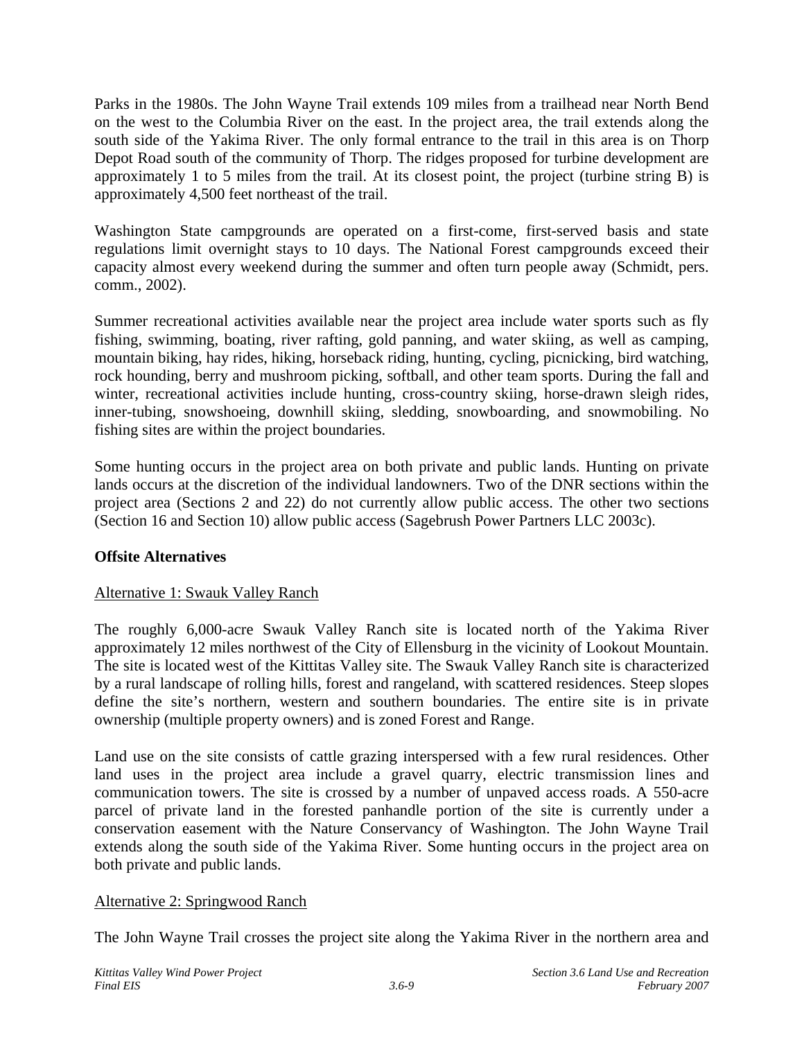Parks in the 1980s. The John Wayne Trail extends 109 miles from a trailhead near North Bend on the west to the Columbia River on the east. In the project area, the trail extends along the south side of the Yakima River. The only formal entrance to the trail in this area is on Thorp Depot Road south of the community of Thorp. The ridges proposed for turbine development are approximately 1 to 5 miles from the trail. At its closest point, the project (turbine string B) is approximately 4,500 feet northeast of the trail.

Washington State campgrounds are operated on a first-come, first-served basis and state regulations limit overnight stays to 10 days. The National Forest campgrounds exceed their capacity almost every weekend during the summer and often turn people away (Schmidt, pers. comm., 2002).

Summer recreational activities available near the project area include water sports such as fly fishing, swimming, boating, river rafting, gold panning, and water skiing, as well as camping, mountain biking, hay rides, hiking, horseback riding, hunting, cycling, picnicking, bird watching, rock hounding, berry and mushroom picking, softball, and other team sports. During the fall and winter, recreational activities include hunting, cross-country skiing, horse-drawn sleigh rides, inner-tubing, snowshoeing, downhill skiing, sledding, snowboarding, and snowmobiling. No fishing sites are within the project boundaries.

Some hunting occurs in the project area on both private and public lands. Hunting on private lands occurs at the discretion of the individual landowners. Two of the DNR sections within the project area (Sections 2 and 22) do not currently allow public access. The other two sections (Section 16 and Section 10) allow public access (Sagebrush Power Partners LLC 2003c).

**Offsite Alternatives**

<u>Alternative 1: Swauk Valley Ranch</u>

The roughly 6,000-acre Swauk Valley Ranch site is located north of the Yakima River approximately 12 miles northwest of the City of Ellensburg in the vicinity of Lookout Mountain. The site is located west of the Kittitas Valley site. The Swauk Valley Ranch site is characterized by a rural landscape of rolling hills, forest and rangeland, with scattered residences. Steep slopes define the site's northern, western and southern boundaries. The entire site is in private ownership (multiple property owners) and is zoned Forest and Range.

Land use on the site consists of cattle grazing interspersed with a few rural residences. Other land uses in the project area include a gravel quarry, electric transmission lines and communication towers. The site is crossed by a number of unpaved access roads. A 550-acre parcel of private land in the forested panhandle portion of the site is currently under a conservation easement with the Nature Conservancy of Washington. The John Wayne Trail extends along the south side of the Yakima River. Some hunting occurs in the project area on both private and public lands.

<u>Alternative 2: Springwood Ranch</u>

The John Wayne Trail crosses the project site along the Yakima River in the northern area and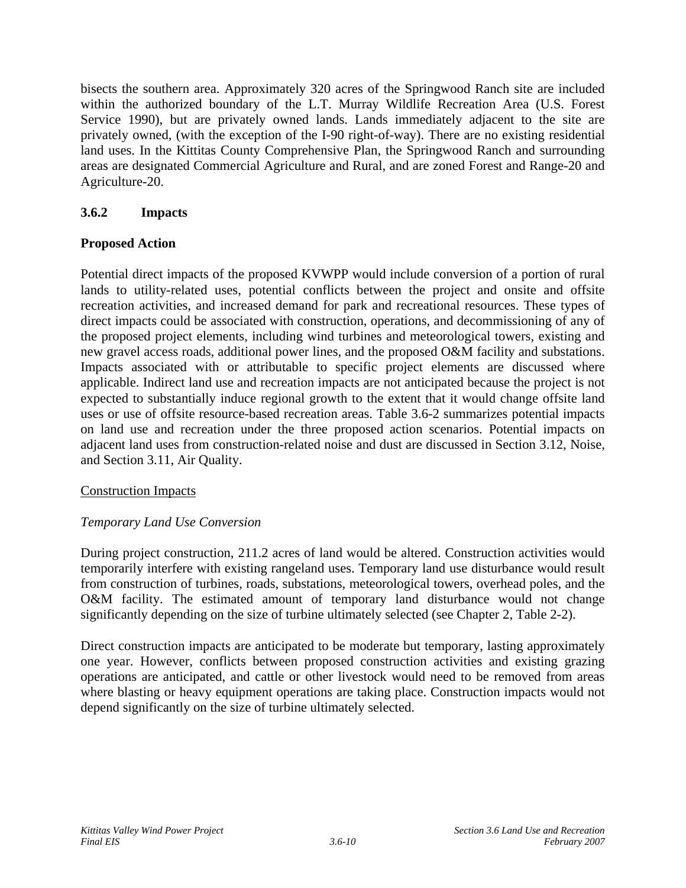bisects the southern area. Approximately 320 acres of the Springwood Ranch site are included within the authorized boundary of the L.T. Murray Wildlife Recreation Area (U.S. Forest Service 1990), but are privately owned lands. Lands immediately adjacent to the site are privately owned, (with the exception of the I-90 right-of-way). There are no existing residential land uses. In the Kittitas County Comprehensive Plan, the Springwood Ranch and surrounding areas are designated Commercial Agriculture and Rural, and are zoned Forest and Range-20 and Agriculture-20.

### 3.6.2 Impacts

**Proposed Action**

Potential direct impacts of the proposed KVWPP would include conversion of a portion of rural lands to utility-related uses, potential conflicts between the project and onsite and offsite recreation activities, and increased demand for park and recreational resources. These types of direct impacts could be associated with construction, operations, and decommissioning of any of the proposed project elements, including wind turbines and meteorological towers, existing and new gravel access roads, additional power lines, and the proposed O&M facility and substations. Impacts associated with or attributable to specific project elements are discussed where applicable. Indirect land use and recreation impacts are not anticipated because the project is not expected to substantially induce regional growth to the extent that it would change offsite land uses or use of offsite resource-based recreation areas. Table 3.6-2 summarizes potential impacts on land use and recreation under the three proposed action scenarios. Potential impacts on adjacent land uses from construction-related noise and dust are discussed in Section 3.12, Noise, and Section 3.11, Air Quality.

<u>Construction Impacts</u>

*Temporary Land Use Conversion*

During project construction, 211.2 acres of land would be altered. Construction activities would temporarily interfere with existing rangeland uses. Temporary land use disturbance would result from construction of turbines, roads, substations, meteorological towers, overhead poles, and the O&M facility. The estimated amount of temporary land disturbance would not change significantly depending on the size of turbine ultimately selected (see Chapter 2, Table 2-2).

Direct construction impacts are anticipated to be moderate but temporary, lasting approximately one year. However, conflicts between proposed construction activities and existing grazing operations are anticipated, and cattle or other livestock would need to be removed from areas where blasting or heavy equipment operations are taking place. Construction impacts would not depend significantly on the size of turbine ultimately selected.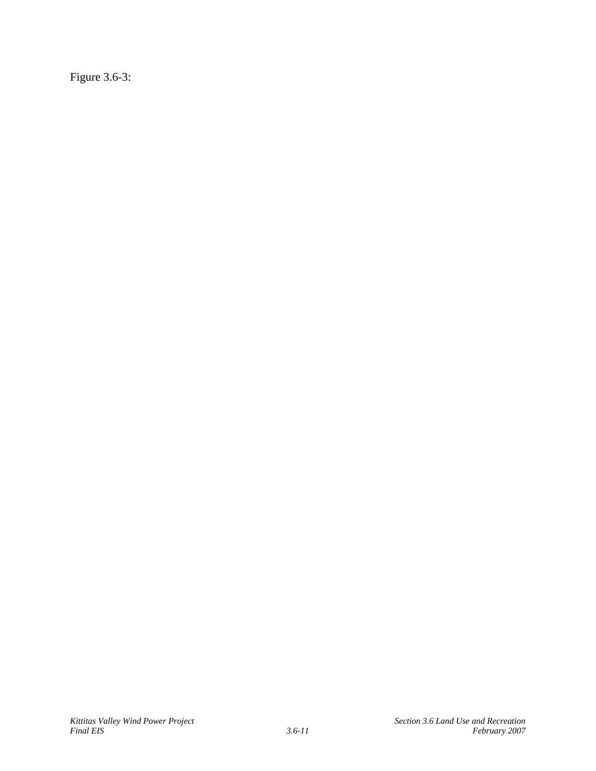Figure 3.6-3: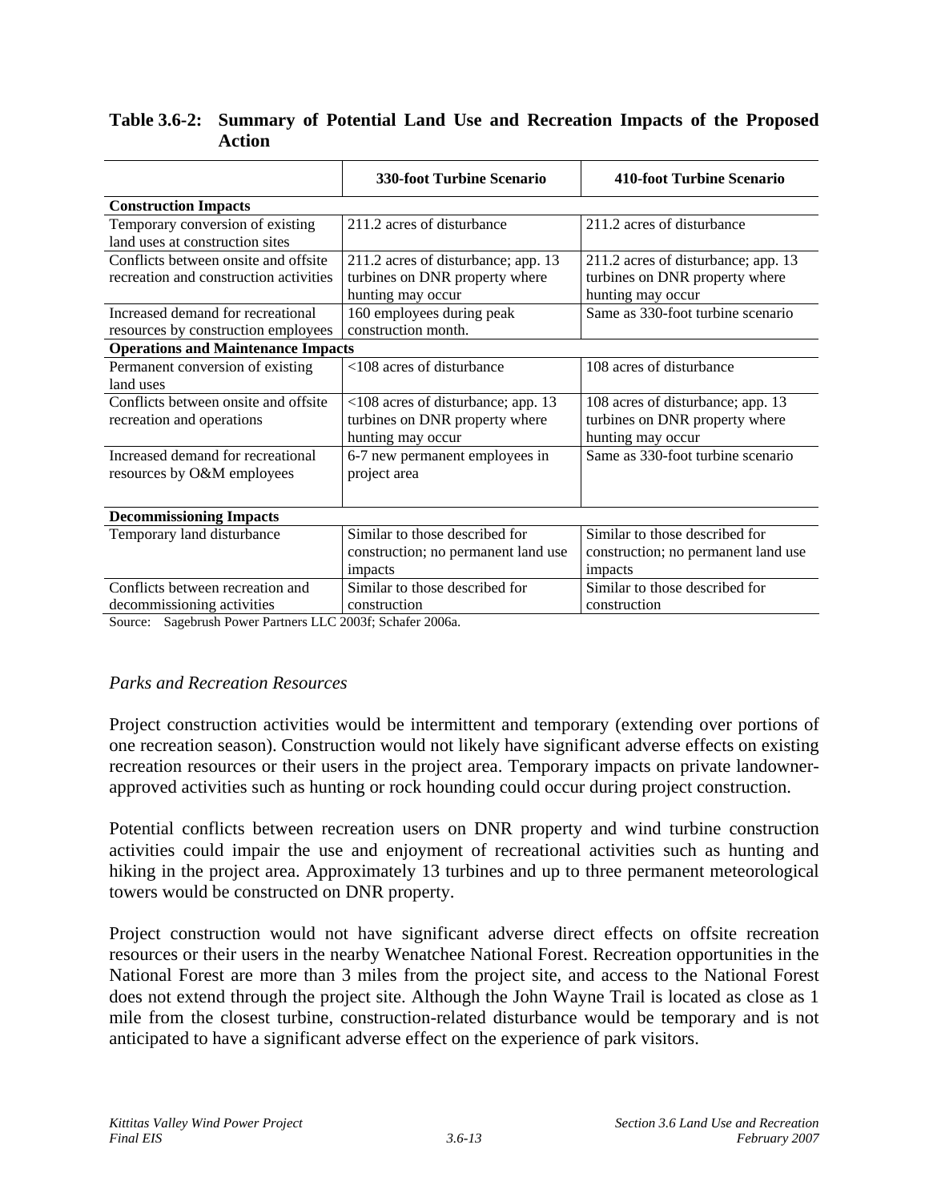**Table 3.6-2: Summary of Potential Land Use and Recreation Impacts of the Proposed Action**

| | 330-foot Turbine Scenario | 410-foot Turbine Scenario |
|---|---|---|
| **Construction Impacts** | | |
| Temporary conversion of existing land uses at construction sites | 211.2 acres of disturbance | 211.2 acres of disturbance |
| Conflicts between onsite and offsite recreation and construction activities | 211.2 acres of disturbance; app. 13 turbines on DNR property where hunting may occur | 211.2 acres of disturbance; app. 13 turbines on DNR property where hunting may occur |
| Increased demand for recreational resources by construction employees | 160 employees during peak construction month. | Same as 330-foot turbine scenario |
| **Operations and Maintenance Impacts** | | |
| Permanent conversion of existing land uses | <108 acres of disturbance | 108 acres of disturbance |
| Conflicts between onsite and offsite recreation and operations | <108 acres of disturbance; app. 13 turbines on DNR property where hunting may occur | 108 acres of disturbance; app. 13 turbines on DNR property where hunting may occur |
| Increased demand for recreational resources by O&M employees | 6-7 new permanent employees in project area | Same as 330-foot turbine scenario |
| **Decommissioning Impacts** | | |
| Temporary land disturbance | Similar to those described for construction; no permanent land use impacts | Similar to those described for construction; no permanent land use impacts |
| Conflicts between recreation and decommissioning activities | Similar to those described for construction | Similar to those described for construction |

Source: Sagebrush Power Partners LLC 2003f; Schafer 2006a.

*Parks and Recreation Resources*

Project construction activities would be intermittent and temporary (extending over portions of one recreation season). Construction would not likely have significant adverse effects on existing recreation resources or their users in the project area. Temporary impacts on private landowner-approved activities such as hunting or rock hounding could occur during project construction.

Potential conflicts between recreation users on DNR property and wind turbine construction activities could impair the use and enjoyment of recreational activities such as hunting and hiking in the project area. Approximately 13 turbines and up to three permanent meteorological towers would be constructed on DNR property.

Project construction would not have significant adverse direct effects on offsite recreation resources or their users in the nearby Wenatchee National Forest. Recreation opportunities in the National Forest are more than 3 miles from the project site, and access to the National Forest does not extend through the project site. Although the John Wayne Trail is located as close as 1 mile from the closest turbine, construction-related disturbance would be temporary and is not anticipated to have a significant adverse effect on the experience of park visitors.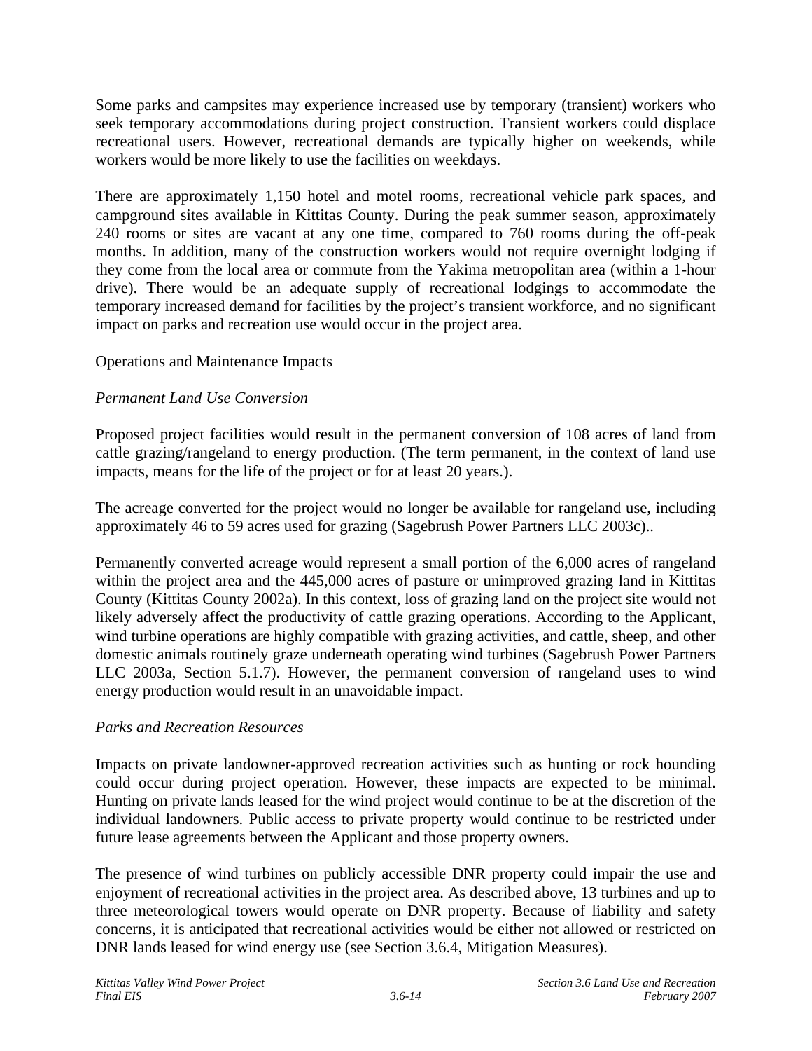Some parks and campsites may experience increased use by temporary (transient) workers who seek temporary accommodations during project construction. Transient workers could displace recreational users. However, recreational demands are typically higher on weekends, while workers would be more likely to use the facilities on weekdays.

There are approximately 1,150 hotel and motel rooms, recreational vehicle park spaces, and campground sites available in Kittitas County. During the peak summer season, approximately 240 rooms or sites are vacant at any one time, compared to 760 rooms during the off-peak months. In addition, many of the construction workers would not require overnight lodging if they come from the local area or commute from the Yakima metropolitan area (within a 1-hour drive). There would be an adequate supply of recreational lodgings to accommodate the temporary increased demand for facilities by the project's transient workforce, and no significant impact on parks and recreation use would occur in the project area.

<u>Operations and Maintenance Impacts</u>

*Permanent Land Use Conversion*

Proposed project facilities would result in the permanent conversion of 108 acres of land from cattle grazing/rangeland to energy production. (The term permanent, in the context of land use impacts, means for the life of the project or for at least 20 years.).

The acreage converted for the project would no longer be available for rangeland use, including approximately 46 to 59 acres used for grazing (Sagebrush Power Partners LLC 2003c)..

Permanently converted acreage would represent a small portion of the 6,000 acres of rangeland within the project area and the 445,000 acres of pasture or unimproved grazing land in Kittitas County (Kittitas County 2002a). In this context, loss of grazing land on the project site would not likely adversely affect the productivity of cattle grazing operations. According to the Applicant, wind turbine operations are highly compatible with grazing activities, and cattle, sheep, and other domestic animals routinely graze underneath operating wind turbines (Sagebrush Power Partners LLC 2003a, Section 5.1.7). However, the permanent conversion of rangeland uses to wind energy production would result in an unavoidable impact.

*Parks and Recreation Resources*

Impacts on private landowner-approved recreation activities such as hunting or rock hounding could occur during project operation. However, these impacts are expected to be minimal. Hunting on private lands leased for the wind project would continue to be at the discretion of the individual landowners. Public access to private property would continue to be restricted under future lease agreements between the Applicant and those property owners.

The presence of wind turbines on publicly accessible DNR property could impair the use and enjoyment of recreational activities in the project area. As described above, 13 turbines and up to three meteorological towers would operate on DNR property. Because of liability and safety concerns, it is anticipated that recreational activities would be either not allowed or restricted on DNR lands leased for wind energy use (see Section 3.6.4, Mitigation Measures).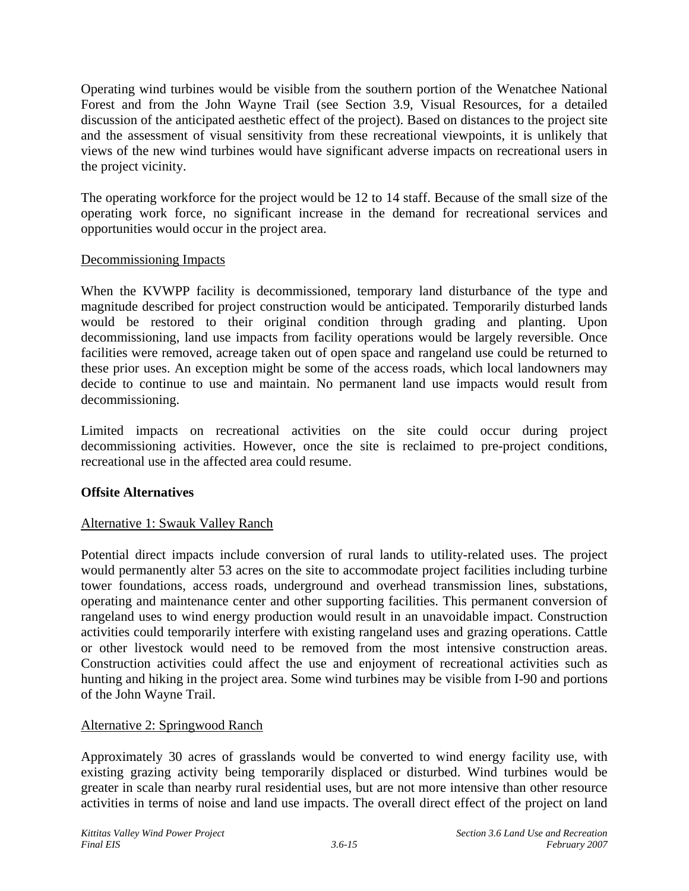Operating wind turbines would be visible from the southern portion of the Wenatchee National Forest and from the John Wayne Trail (see Section 3.9, Visual Resources, for a detailed discussion of the anticipated aesthetic effect of the project). Based on distances to the project site and the assessment of visual sensitivity from these recreational viewpoints, it is unlikely that views of the new wind turbines would have significant adverse impacts on recreational users in the project vicinity.

The operating workforce for the project would be 12 to 14 staff. Because of the small size of the operating work force, no significant increase in the demand for recreational services and opportunities would occur in the project area.

<u>Decommissioning Impacts</u>

When the KVWPP facility is decommissioned, temporary land disturbance of the type and magnitude described for project construction would be anticipated. Temporarily disturbed lands would be restored to their original condition through grading and planting. Upon decommissioning, land use impacts from facility operations would be largely reversible. Once facilities were removed, acreage taken out of open space and rangeland use could be returned to these prior uses. An exception might be some of the access roads, which local landowners may decide to continue to use and maintain. No permanent land use impacts would result from decommissioning.

Limited impacts on recreational activities on the site could occur during project decommissioning activities. However, once the site is reclaimed to pre-project conditions, recreational use in the affected area could resume.

**Offsite Alternatives**

<u>Alternative 1: Swauk Valley Ranch</u>

Potential direct impacts include conversion of rural lands to utility-related uses. The project would permanently alter 53 acres on the site to accommodate project facilities including turbine tower foundations, access roads, underground and overhead transmission lines, substations, operating and maintenance center and other supporting facilities. This permanent conversion of rangeland uses to wind energy production would result in an unavoidable impact. Construction activities could temporarily interfere with existing rangeland uses and grazing operations. Cattle or other livestock would need to be removed from the most intensive construction areas. Construction activities could affect the use and enjoyment of recreational activities such as hunting and hiking in the project area. Some wind turbines may be visible from I-90 and portions of the John Wayne Trail.

<u>Alternative 2: Springwood Ranch</u>

Approximately 30 acres of grasslands would be converted to wind energy facility use, with existing grazing activity being temporarily displaced or disturbed. Wind turbines would be greater in scale than nearby rural residential uses, but are not more intensive than other resource activities in terms of noise and land use impacts. The overall direct effect of the project on land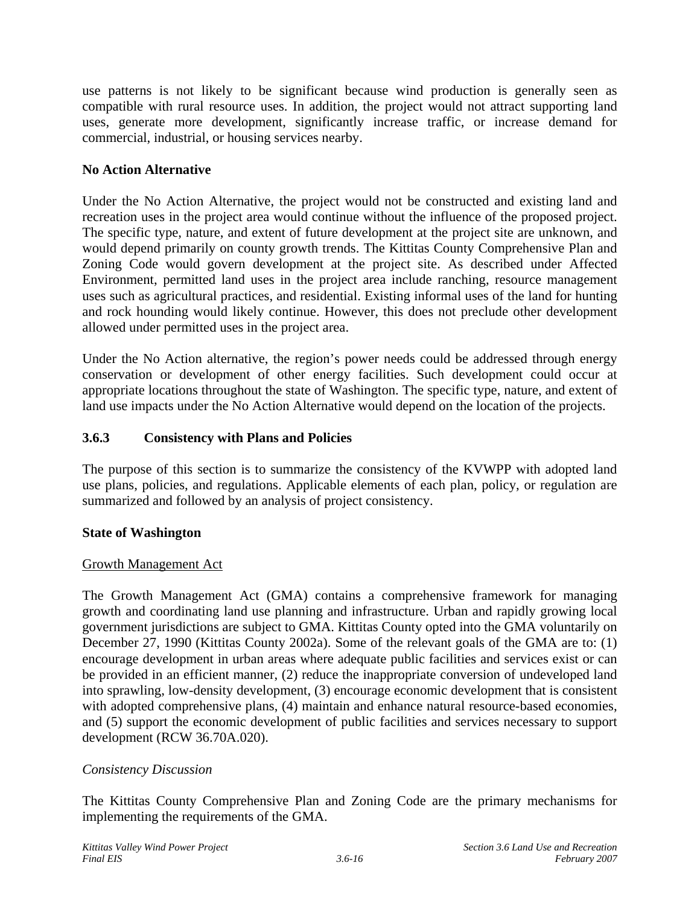use patterns is not likely to be significant because wind production is generally seen as compatible with rural resource uses. In addition, the project would not attract supporting land uses, generate more development, significantly increase traffic, or increase demand for commercial, industrial, or housing services nearby.

**No Action Alternative**

Under the No Action Alternative, the project would not be constructed and existing land and recreation uses in the project area would continue without the influence of the proposed project. The specific type, nature, and extent of future development at the project site are unknown, and would depend primarily on county growth trends. The Kittitas County Comprehensive Plan and Zoning Code would govern development at the project site. As described under Affected Environment, permitted land uses in the project area include ranching, resource management uses such as agricultural practices, and residential. Existing informal uses of the land for hunting and rock hounding would likely continue. However, this does not preclude other development allowed under permitted uses in the project area.

Under the No Action alternative, the region's power needs could be addressed through energy conservation or development of other energy facilities. Such development could occur at appropriate locations throughout the state of Washington. The specific type, nature, and extent of land use impacts under the No Action Alternative would depend on the location of the projects.

### 3.6.3 Consistency with Plans and Policies

The purpose of this section is to summarize the consistency of the KVWPP with adopted land use plans, policies, and regulations. Applicable elements of each plan, policy, or regulation are summarized and followed by an analysis of project consistency.

**State of Washington**

<u>Growth Management Act</u>

The Growth Management Act (GMA) contains a comprehensive framework for managing growth and coordinating land use planning and infrastructure. Urban and rapidly growing local government jurisdictions are subject to GMA. Kittitas County opted into the GMA voluntarily on December 27, 1990 (Kittitas County 2002a). Some of the relevant goals of the GMA are to: (1) encourage development in urban areas where adequate public facilities and services exist or can be provided in an efficient manner, (2) reduce the inappropriate conversion of undeveloped land into sprawling, low-density development, (3) encourage economic development that is consistent with adopted comprehensive plans, (4) maintain and enhance natural resource-based economies, and (5) support the economic development of public facilities and services necessary to support development (RCW 36.70A.020).

*Consistency Discussion*

The Kittitas County Comprehensive Plan and Zoning Code are the primary mechanisms for implementing the requirements of the GMA.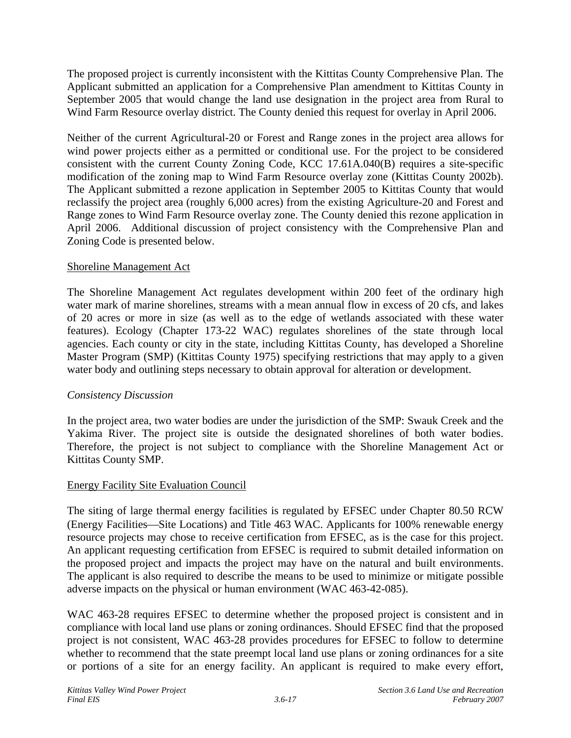The proposed project is currently inconsistent with the Kittitas County Comprehensive Plan. The Applicant submitted an application for a Comprehensive Plan amendment to Kittitas County in September 2005 that would change the land use designation in the project area from Rural to Wind Farm Resource overlay district. The County denied this request for overlay in April 2006.

Neither of the current Agricultural-20 or Forest and Range zones in the project area allows for wind power projects either as a permitted or conditional use. For the project to be considered consistent with the current County Zoning Code, KCC 17.61A.040(B) requires a site-specific modification of the zoning map to Wind Farm Resource overlay zone (Kittitas County 2002b). The Applicant submitted a rezone application in September 2005 to Kittitas County that would reclassify the project area (roughly 6,000 acres) from the existing Agriculture-20 and Forest and Range zones to Wind Farm Resource overlay zone. The County denied this rezone application in April 2006. Additional discussion of project consistency with the Comprehensive Plan and Zoning Code is presented below.

<u>Shoreline Management Act</u>

The Shoreline Management Act regulates development within 200 feet of the ordinary high water mark of marine shorelines, streams with a mean annual flow in excess of 20 cfs, and lakes of 20 acres or more in size (as well as to the edge of wetlands associated with these water features). Ecology (Chapter 173-22 WAC) regulates shorelines of the state through local agencies. Each county or city in the state, including Kittitas County, has developed a Shoreline Master Program (SMP) (Kittitas County 1975) specifying restrictions that may apply to a given water body and outlining steps necessary to obtain approval for alteration or development.

*Consistency Discussion*

In the project area, two water bodies are under the jurisdiction of the SMP: Swauk Creek and the Yakima River. The project site is outside the designated shorelines of both water bodies. Therefore, the project is not subject to compliance with the Shoreline Management Act or Kittitas County SMP.

<u>Energy Facility Site Evaluation Council</u>

The siting of large thermal energy facilities is regulated by EFSEC under Chapter 80.50 RCW (Energy Facilities—Site Locations) and Title 463 WAC. Applicants for 100% renewable energy resource projects may chose to receive certification from EFSEC, as is the case for this project. An applicant requesting certification from EFSEC is required to submit detailed information on the proposed project and impacts the project may have on the natural and built environments. The applicant is also required to describe the means to be used to minimize or mitigate possible adverse impacts on the physical or human environment (WAC 463-42-085).

WAC 463-28 requires EFSEC to determine whether the proposed project is consistent and in compliance with local land use plans or zoning ordinances. Should EFSEC find that the proposed project is not consistent, WAC 463-28 provides procedures for EFSEC to follow to determine whether to recommend that the state preempt local land use plans or zoning ordinances for a site or portions of a site for an energy facility. An applicant is required to make every effort,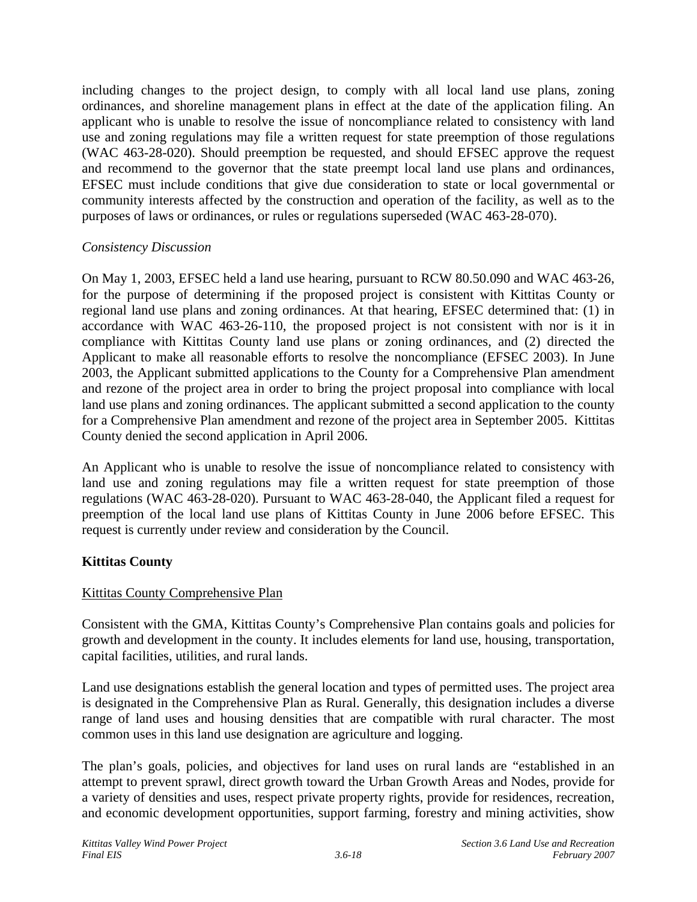including changes to the project design, to comply with all local land use plans, zoning ordinances, and shoreline management plans in effect at the date of the application filing. An applicant who is unable to resolve the issue of noncompliance related to consistency with land use and zoning regulations may file a written request for state preemption of those regulations (WAC 463-28-020). Should preemption be requested, and should EFSEC approve the request and recommend to the governor that the state preempt local land use plans and ordinances, EFSEC must include conditions that give due consideration to state or local governmental or community interests affected by the construction and operation of the facility, as well as to the purposes of laws or ordinances, or rules or regulations superseded (WAC 463-28-070).

*Consistency Discussion*

On May 1, 2003, EFSEC held a land use hearing, pursuant to RCW 80.50.090 and WAC 463-26, for the purpose of determining if the proposed project is consistent with Kittitas County or regional land use plans and zoning ordinances. At that hearing, EFSEC determined that: (1) in accordance with WAC 463-26-110, the proposed project is not consistent with nor is it in compliance with Kittitas County land use plans or zoning ordinances, and (2) directed the Applicant to make all reasonable efforts to resolve the noncompliance (EFSEC 2003). In June 2003, the Applicant submitted applications to the County for a Comprehensive Plan amendment and rezone of the project area in order to bring the project proposal into compliance with local land use plans and zoning ordinances. The applicant submitted a second application to the county for a Comprehensive Plan amendment and rezone of the project area in September 2005. Kittitas County denied the second application in April 2006.

An Applicant who is unable to resolve the issue of noncompliance related to consistency with land use and zoning regulations may file a written request for state preemption of those regulations (WAC 463-28-020). Pursuant to WAC 463-28-040, the Applicant filed a request for preemption of the local land use plans of Kittitas County in June 2006 before EFSEC. This request is currently under review and consideration by the Council.

**Kittitas County**

<u>Kittitas County Comprehensive Plan</u>

Consistent with the GMA, Kittitas County's Comprehensive Plan contains goals and policies for growth and development in the county. It includes elements for land use, housing, transportation, capital facilities, utilities, and rural lands.

Land use designations establish the general location and types of permitted uses. The project area is designated in the Comprehensive Plan as Rural. Generally, this designation includes a diverse range of land uses and housing densities that are compatible with rural character. The most common uses in this land use designation are agriculture and logging.

The plan's goals, policies, and objectives for land uses on rural lands are "established in an attempt to prevent sprawl, direct growth toward the Urban Growth Areas and Nodes, provide for a variety of densities and uses, respect private property rights, provide for residences, recreation, and economic development opportunities, support farming, forestry and mining activities, show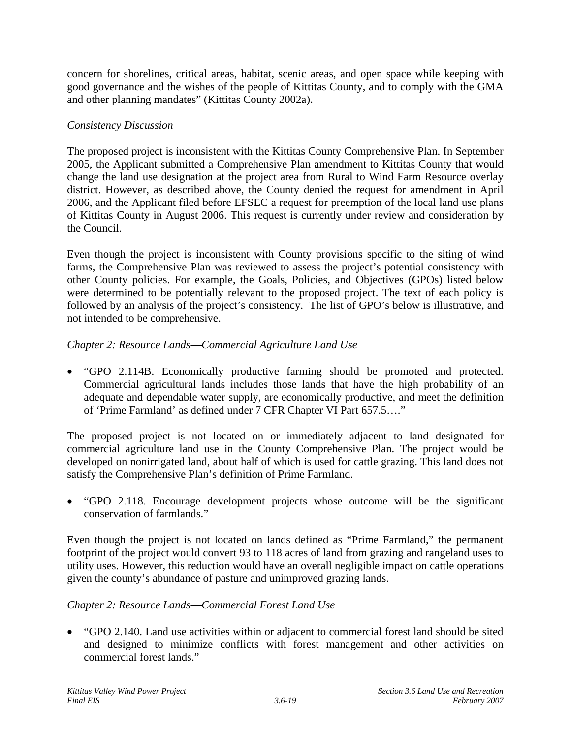concern for shorelines, critical areas, habitat, scenic areas, and open space while keeping with good governance and the wishes of the people of Kittitas County, and to comply with the GMA and other planning mandates" (Kittitas County 2002a).

*Consistency Discussion*

The proposed project is inconsistent with the Kittitas County Comprehensive Plan. In September 2005, the Applicant submitted a Comprehensive Plan amendment to Kittitas County that would change the land use designation at the project area from Rural to Wind Farm Resource overlay district. However, as described above, the County denied the request for amendment in April 2006, and the Applicant filed before EFSEC a request for preemption of the local land use plans of Kittitas County in August 2006. This request is currently under review and consideration by the Council.

Even though the project is inconsistent with County provisions specific to the siting of wind farms, the Comprehensive Plan was reviewed to assess the project's potential consistency with other County policies. For example, the Goals, Policies, and Objectives (GPOs) listed below were determined to be potentially relevant to the proposed project. The text of each policy is followed by an analysis of the project's consistency. The list of GPO's below is illustrative, and not intended to be comprehensive.

*Chapter 2: Resource Lands—Commercial Agriculture Land Use*

- "GPO 2.114B. Economically productive farming should be promoted and protected. Commercial agricultural lands includes those lands that have the high probability of an adequate and dependable water supply, are economically productive, and meet the definition of 'Prime Farmland' as defined under 7 CFR Chapter VI Part 657.5…."

The proposed project is not located on or immediately adjacent to land designated for commercial agriculture land use in the County Comprehensive Plan. The project would be developed on nonirrigated land, about half of which is used for cattle grazing. This land does not satisfy the Comprehensive Plan's definition of Prime Farmland.

- "GPO 2.118. Encourage development projects whose outcome will be the significant conservation of farmlands."

Even though the project is not located on lands defined as "Prime Farmland," the permanent footprint of the project would convert 93 to 118 acres of land from grazing and rangeland uses to utility uses. However, this reduction would have an overall negligible impact on cattle operations given the county's abundance of pasture and unimproved grazing lands.

*Chapter 2: Resource Lands—Commercial Forest Land Use*

- "GPO 2.140. Land use activities within or adjacent to commercial forest land should be sited and designed to minimize conflicts with forest management and other activities on commercial forest lands."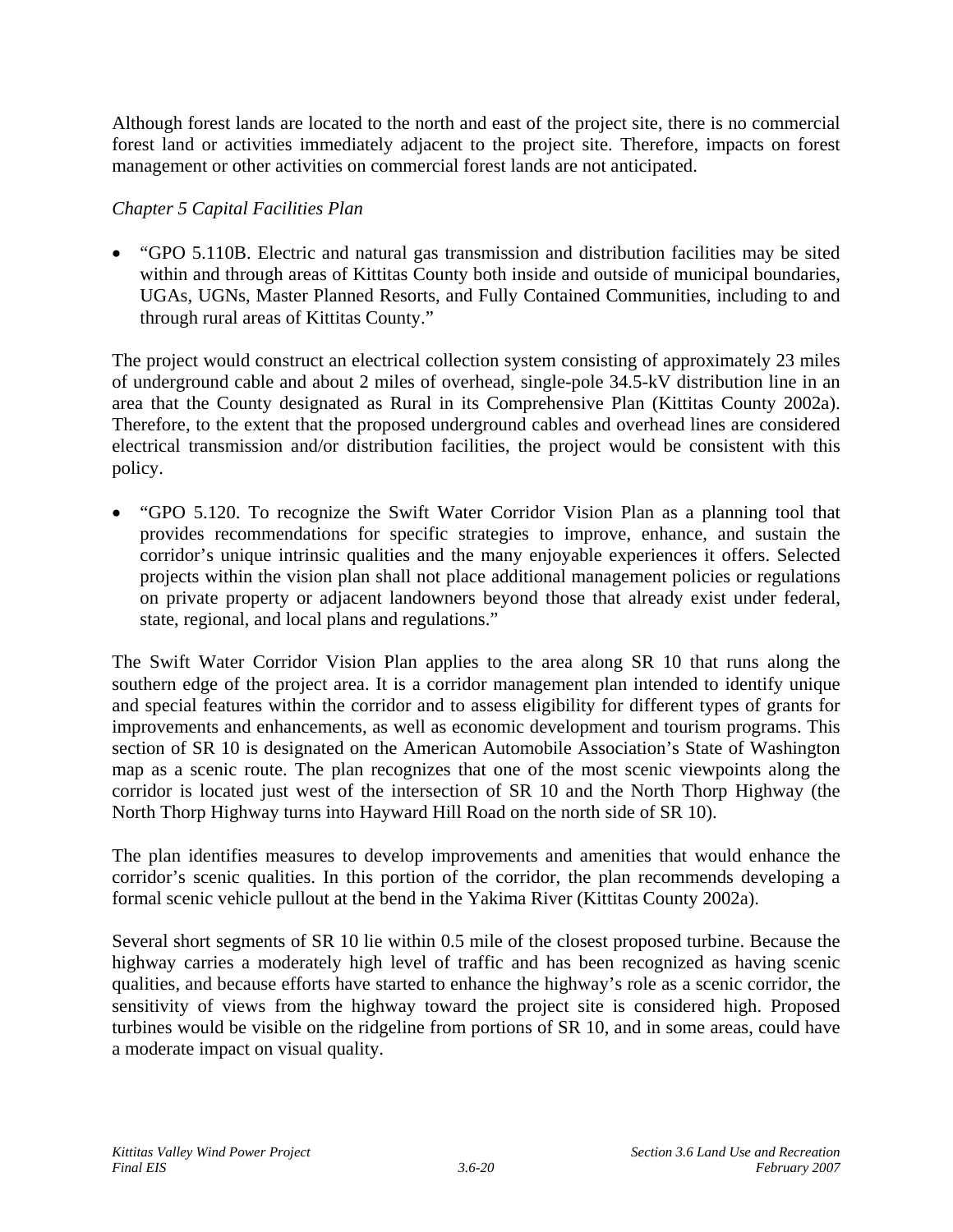Although forest lands are located to the north and east of the project site, there is no commercial forest land or activities immediately adjacent to the project site. Therefore, impacts on forest management or other activities on commercial forest lands are not anticipated.

*Chapter 5 Capital Facilities Plan*

- "GPO 5.110B. Electric and natural gas transmission and distribution facilities may be sited within and through areas of Kittitas County both inside and outside of municipal boundaries, UGAs, UGNs, Master Planned Resorts, and Fully Contained Communities, including to and through rural areas of Kittitas County."

The project would construct an electrical collection system consisting of approximately 23 miles of underground cable and about 2 miles of overhead, single-pole 34.5-kV distribution line in an area that the County designated as Rural in its Comprehensive Plan (Kittitas County 2002a). Therefore, to the extent that the proposed underground cables and overhead lines are considered electrical transmission and/or distribution facilities, the project would be consistent with this policy.

- "GPO 5.120. To recognize the Swift Water Corridor Vision Plan as a planning tool that provides recommendations for specific strategies to improve, enhance, and sustain the corridor's unique intrinsic qualities and the many enjoyable experiences it offers. Selected projects within the vision plan shall not place additional management policies or regulations on private property or adjacent landowners beyond those that already exist under federal, state, regional, and local plans and regulations."

The Swift Water Corridor Vision Plan applies to the area along SR 10 that runs along the southern edge of the project area. It is a corridor management plan intended to identify unique and special features within the corridor and to assess eligibility for different types of grants for improvements and enhancements, as well as economic development and tourism programs. This section of SR 10 is designated on the American Automobile Association's State of Washington map as a scenic route. The plan recognizes that one of the most scenic viewpoints along the corridor is located just west of the intersection of SR 10 and the North Thorp Highway (the North Thorp Highway turns into Hayward Hill Road on the north side of SR 10).

The plan identifies measures to develop improvements and amenities that would enhance the corridor's scenic qualities. In this portion of the corridor, the plan recommends developing a formal scenic vehicle pullout at the bend in the Yakima River (Kittitas County 2002a).

Several short segments of SR 10 lie within 0.5 mile of the closest proposed turbine. Because the highway carries a moderately high level of traffic and has been recognized as having scenic qualities, and because efforts have started to enhance the highway's role as a scenic corridor, the sensitivity of views from the highway toward the project site is considered high. Proposed turbines would be visible on the ridgeline from portions of SR 10, and in some areas, could have a moderate impact on visual quality.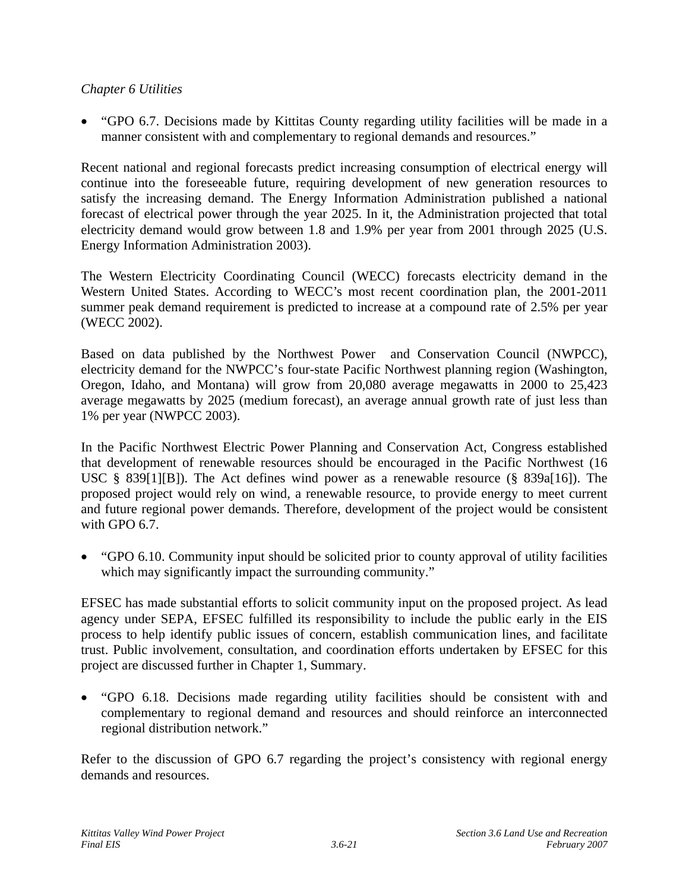*Chapter 6 Utilities*

- "GPO 6.7. Decisions made by Kittitas County regarding utility facilities will be made in a manner consistent with and complementary to regional demands and resources."

Recent national and regional forecasts predict increasing consumption of electrical energy will continue into the foreseeable future, requiring development of new generation resources to satisfy the increasing demand. The Energy Information Administration published a national forecast of electrical power through the year 2025. In it, the Administration projected that total electricity demand would grow between 1.8 and 1.9% per year from 2001 through 2025 (U.S. Energy Information Administration 2003).

The Western Electricity Coordinating Council (WECC) forecasts electricity demand in the Western United States. According to WECC's most recent coordination plan, the 2001-2011 summer peak demand requirement is predicted to increase at a compound rate of 2.5% per year (WECC 2002).

Based on data published by the Northwest Power and Conservation Council (NWPCC), electricity demand for the NWPCC's four-state Pacific Northwest planning region (Washington, Oregon, Idaho, and Montana) will grow from 20,080 average megawatts in 2000 to 25,423 average megawatts by 2025 (medium forecast), an average annual growth rate of just less than 1% per year (NWPCC 2003).

In the Pacific Northwest Electric Power Planning and Conservation Act, Congress established that development of renewable resources should be encouraged in the Pacific Northwest (16 USC § 839[1][B]). The Act defines wind power as a renewable resource (§ 839a[16]). The proposed project would rely on wind, a renewable resource, to provide energy to meet current and future regional power demands. Therefore, development of the project would be consistent with GPO 6.7.

- "GPO 6.10. Community input should be solicited prior to county approval of utility facilities which may significantly impact the surrounding community."

EFSEC has made substantial efforts to solicit community input on the proposed project. As lead agency under SEPA, EFSEC fulfilled its responsibility to include the public early in the EIS process to help identify public issues of concern, establish communication lines, and facilitate trust. Public involvement, consultation, and coordination efforts undertaken by EFSEC for this project are discussed further in Chapter 1, Summary.

- "GPO 6.18. Decisions made regarding utility facilities should be consistent with and complementary to regional demand and resources and should reinforce an interconnected regional distribution network."

Refer to the discussion of GPO 6.7 regarding the project's consistency with regional energy demands and resources.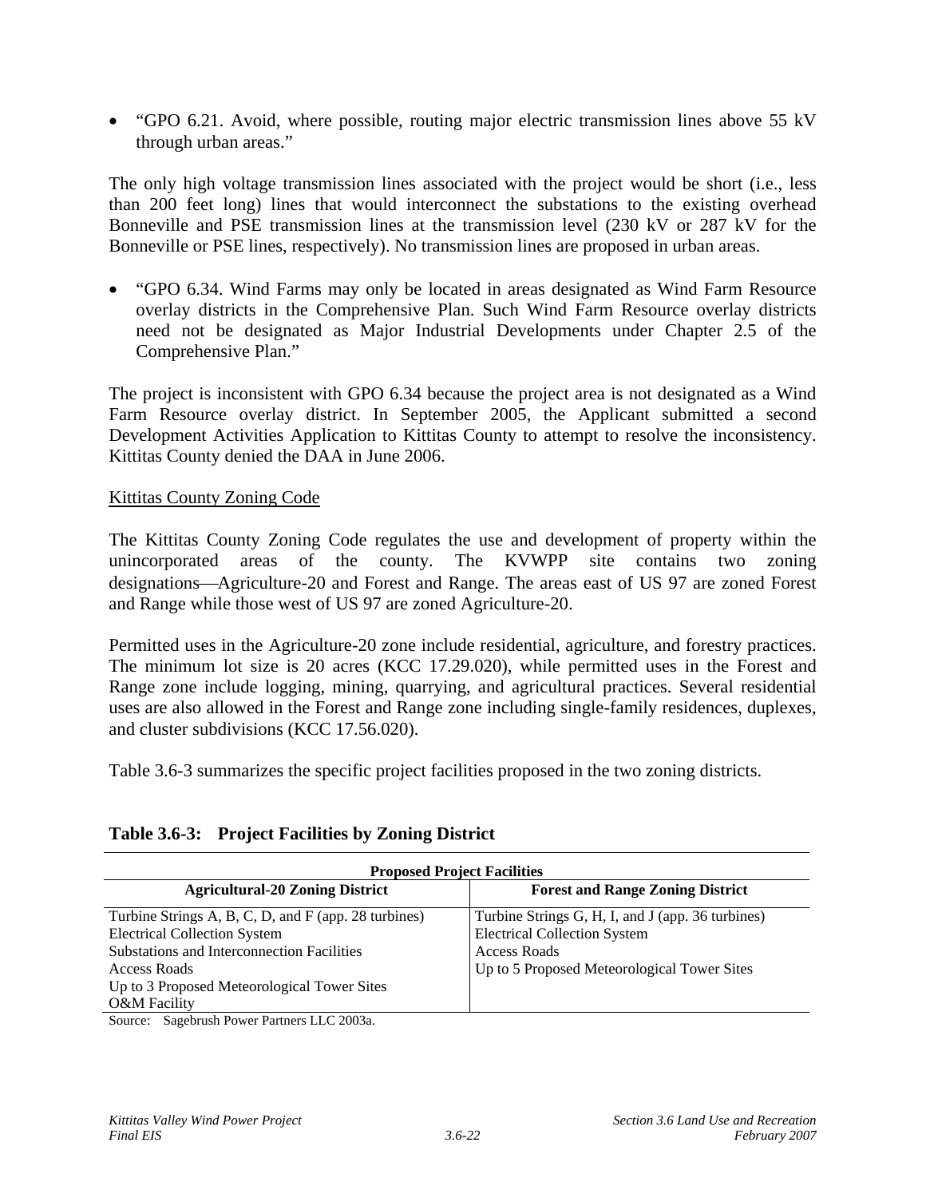- "GPO 6.21. Avoid, where possible, routing major electric transmission lines above 55 kV through urban areas."

The only high voltage transmission lines associated with the project would be short (i.e., less than 200 feet long) lines that would interconnect the substations to the existing overhead Bonneville and PSE transmission lines at the transmission level (230 kV or 287 kV for the Bonneville or PSE lines, respectively). No transmission lines are proposed in urban areas.

- "GPO 6.34. Wind Farms may only be located in areas designated as Wind Farm Resource overlay districts in the Comprehensive Plan. Such Wind Farm Resource overlay districts need not be designated as Major Industrial Developments under Chapter 2.5 of the Comprehensive Plan."

The project is inconsistent with GPO 6.34 because the project area is not designated as a Wind Farm Resource overlay district. In September 2005, the Applicant submitted a second Development Activities Application to Kittitas County to attempt to resolve the inconsistency. Kittitas County denied the DAA in June 2006.

Kittitas County Zoning Code

The Kittitas County Zoning Code regulates the use and development of property within the unincorporated areas of the county. The KVWPP site contains two zoning designations—Agriculture-20 and Forest and Range. The areas east of US 97 are zoned Forest and Range while those west of US 97 are zoned Agriculture-20.

Permitted uses in the Agriculture-20 zone include residential, agriculture, and forestry practices. The minimum lot size is 20 acres (KCC 17.29.020), while permitted uses in the Forest and Range zone include logging, mining, quarrying, and agricultural practices. Several residential uses are also allowed in the Forest and Range zone including single-family residences, duplexes, and cluster subdivisions (KCC 17.56.020).

Table 3.6-3 summarizes the specific project facilities proposed in the two zoning districts.

**Table 3.6-3: Project Facilities by Zoning District**

| Proposed Project Facilities | |
|---|---|
| **Agricultural-20 Zoning District** | **Forest and Range Zoning District** |
| Turbine Strings A, B, C, D, and F (app. 28 turbines)<br>Electrical Collection System<br>Substations and Interconnection Facilities<br>Access Roads<br>Up to 3 Proposed Meteorological Tower Sites<br>O&M Facility | Turbine Strings G, H, I, and J (app. 36 turbines)<br>Electrical Collection System<br>Access Roads<br>Up to 5 Proposed Meteorological Tower Sites |

Source: Sagebrush Power Partners LLC 2003a.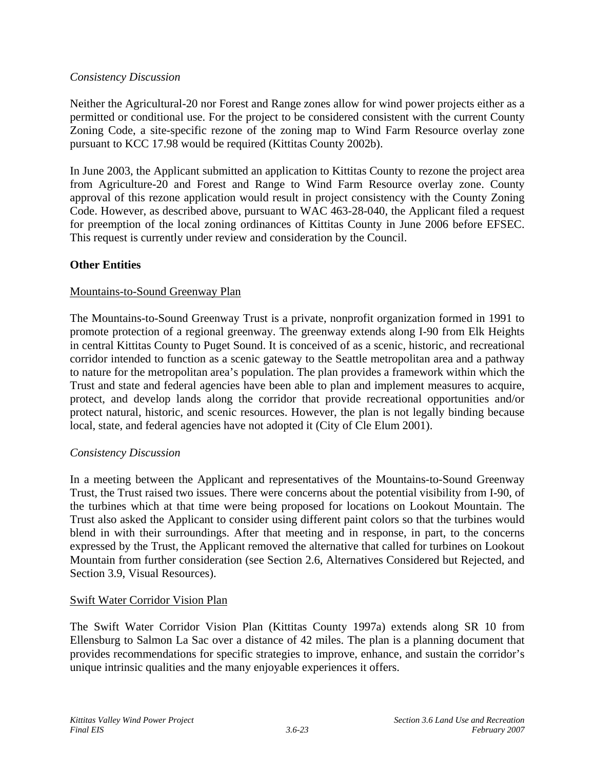*Consistency Discussion*

Neither the Agricultural-20 nor Forest and Range zones allow for wind power projects either as a permitted or conditional use. For the project to be considered consistent with the current County Zoning Code, a site-specific rezone of the zoning map to Wind Farm Resource overlay zone pursuant to KCC 17.98 would be required (Kittitas County 2002b).

In June 2003, the Applicant submitted an application to Kittitas County to rezone the project area from Agriculture-20 and Forest and Range to Wind Farm Resource overlay zone. County approval of this rezone application would result in project consistency with the County Zoning Code. However, as described above, pursuant to WAC 463-28-040, the Applicant filed a request for preemption of the local zoning ordinances of Kittitas County in June 2006 before EFSEC. This request is currently under review and consideration by the Council.

**Other Entities**

<u>Mountains-to-Sound Greenway Plan</u>

The Mountains-to-Sound Greenway Trust is a private, nonprofit organization formed in 1991 to promote protection of a regional greenway. The greenway extends along I-90 from Elk Heights in central Kittitas County to Puget Sound. It is conceived of as a scenic, historic, and recreational corridor intended to function as a scenic gateway to the Seattle metropolitan area and a pathway to nature for the metropolitan area's population. The plan provides a framework within which the Trust and state and federal agencies have been able to plan and implement measures to acquire, protect, and develop lands along the corridor that provide recreational opportunities and/or protect natural, historic, and scenic resources. However, the plan is not legally binding because local, state, and federal agencies have not adopted it (City of Cle Elum 2001).

*Consistency Discussion*

In a meeting between the Applicant and representatives of the Mountains-to-Sound Greenway Trust, the Trust raised two issues. There were concerns about the potential visibility from I-90, of the turbines which at that time were being proposed for locations on Lookout Mountain. The Trust also asked the Applicant to consider using different paint colors so that the turbines would blend in with their surroundings. After that meeting and in response, in part, to the concerns expressed by the Trust, the Applicant removed the alternative that called for turbines on Lookout Mountain from further consideration (see Section 2.6, Alternatives Considered but Rejected, and Section 3.9, Visual Resources).

<u>Swift Water Corridor Vision Plan</u>

The Swift Water Corridor Vision Plan (Kittitas County 1997a) extends along SR 10 from Ellensburg to Salmon La Sac over a distance of 42 miles. The plan is a planning document that provides recommendations for specific strategies to improve, enhance, and sustain the corridor's unique intrinsic qualities and the many enjoyable experiences it offers.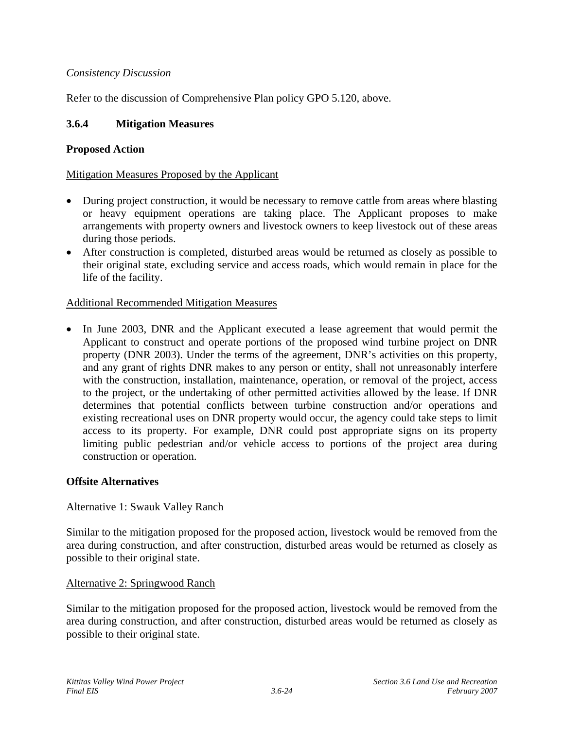*Consistency Discussion*

Refer to the discussion of Comprehensive Plan policy GPO 5.120, above.

### 3.6.4 Mitigation Measures

**Proposed Action**

Mitigation Measures Proposed by the Applicant

- During project construction, it would be necessary to remove cattle from areas where blasting or heavy equipment operations are taking place. The Applicant proposes to make arrangements with property owners and livestock owners to keep livestock out of these areas during those periods.
- After construction is completed, disturbed areas would be returned as closely as possible to their original state, excluding service and access roads, which would remain in place for the life of the facility.

Additional Recommended Mitigation Measures

- In June 2003, DNR and the Applicant executed a lease agreement that would permit the Applicant to construct and operate portions of the proposed wind turbine project on DNR property (DNR 2003). Under the terms of the agreement, DNR's activities on this property, and any grant of rights DNR makes to any person or entity, shall not unreasonably interfere with the construction, installation, maintenance, operation, or removal of the project, access to the project, or the undertaking of other permitted activities allowed by the lease. If DNR determines that potential conflicts between turbine construction and/or operations and existing recreational uses on DNR property would occur, the agency could take steps to limit access to its property. For example, DNR could post appropriate signs on its property limiting public pedestrian and/or vehicle access to portions of the project area during construction or operation.

**Offsite Alternatives**

Alternative 1: Swauk Valley Ranch

Similar to the mitigation proposed for the proposed action, livestock would be removed from the area during construction, and after construction, disturbed areas would be returned as closely as possible to their original state.

Alternative 2: Springwood Ranch

Similar to the mitigation proposed for the proposed action, livestock would be removed from the area during construction, and after construction, disturbed areas would be returned as closely as possible to their original state.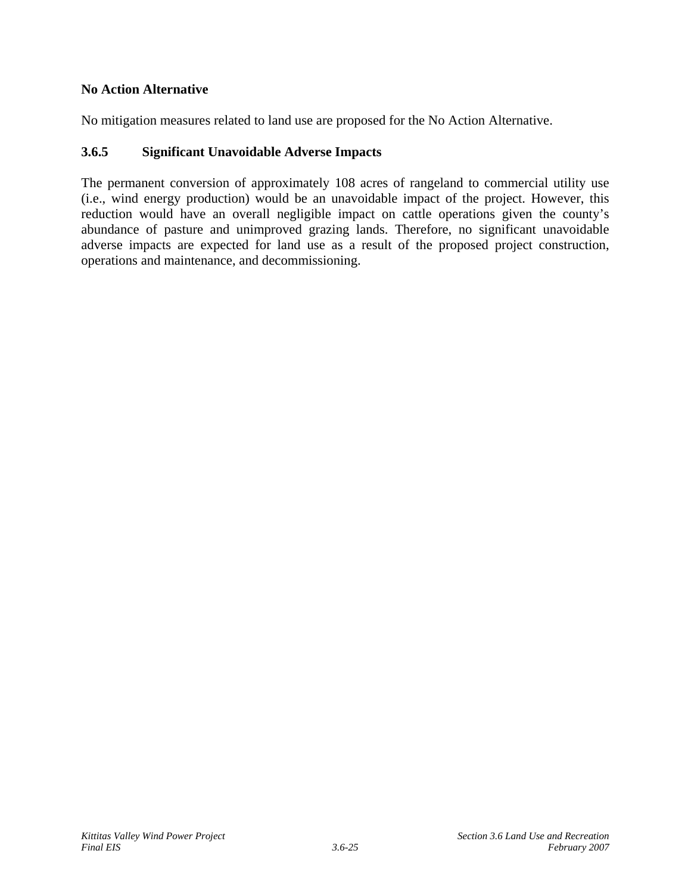**No Action Alternative**

No mitigation measures related to land use are proposed for the No Action Alternative.

### 3.6.5 Significant Unavoidable Adverse Impacts

The permanent conversion of approximately 108 acres of rangeland to commercial utility use (i.e., wind energy production) would be an unavoidable impact of the project. However, this reduction would have an overall negligible impact on cattle operations given the county's abundance of pasture and unimproved grazing lands. Therefore, no significant unavoidable adverse impacts are expected for land use as a result of the proposed project construction, operations and maintenance, and decommissioning.